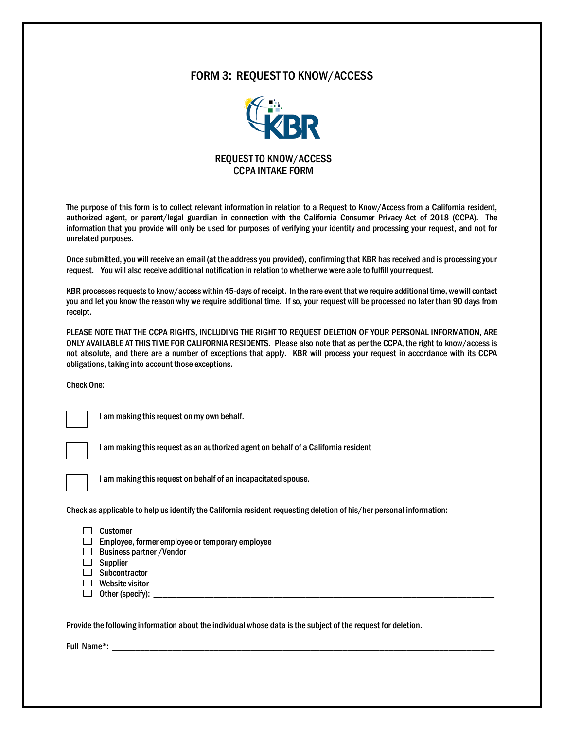# FORM 3: REQUEST TO KNOW/ACCESS

KBR

## REQUEST TO KNOW/ACCESS
## CCPA INTAKE FORM

The purpose of this form is to collect relevant information in relation to a Request to Know/Access from a California resident, authorized agent, or parent/legal guardian in connection with the California Consumer Privacy Act of 2018 (CCPA). The information that you provide will only be used for purposes of verifying your identity and processing your request, and not for unrelated purposes.

Once submitted, you will receive an email (at the address you provided), confirming that KBR has received and is processing your request. You will also receive additional notification in relation to whether we were able to fulfill your request.

KBR processes requests to know/access within 45-days of receipt. In the rare event that we require additional time, we will contact you and let you know the reason why we require additional time. If so, your request will be processed no later than 90 days from receipt.

PLEASE NOTE THAT THE CCPA RIGHTS, INCLUDING THE RIGHT TO REQUEST DELETION OF YOUR PERSONAL INFORMATION, ARE ONLY AVAILABLE AT THIS TIME FOR CALIFORNIA RESIDENTS. Please also note that as per the CCPA, the right to know/access is not absolute, and there are a number of exceptions that apply. KBR will process your request in accordance with its CCPA obligations, taking into account those exceptions.

Check One:

- ☐ I am making this request on my own behalf.
- ☐ I am making this request as an authorized agent on behalf of a California resident
- ☐ I am making this request on behalf of an incapacitated spouse.

Check as applicable to help us identify the California resident requesting deletion of his/her personal information:

- ☐ Customer
- ☐ Employee, former employee or temporary employee
- ☐ Business partner /Vendor
- ☐ Supplier
- ☐ Subcontractor
- ☐ Website visitor
- ☐ Other (specify): ______________________________

Provide the following information about the individual whose data is the subject of the request for deletion.

Full Name*: ______________________________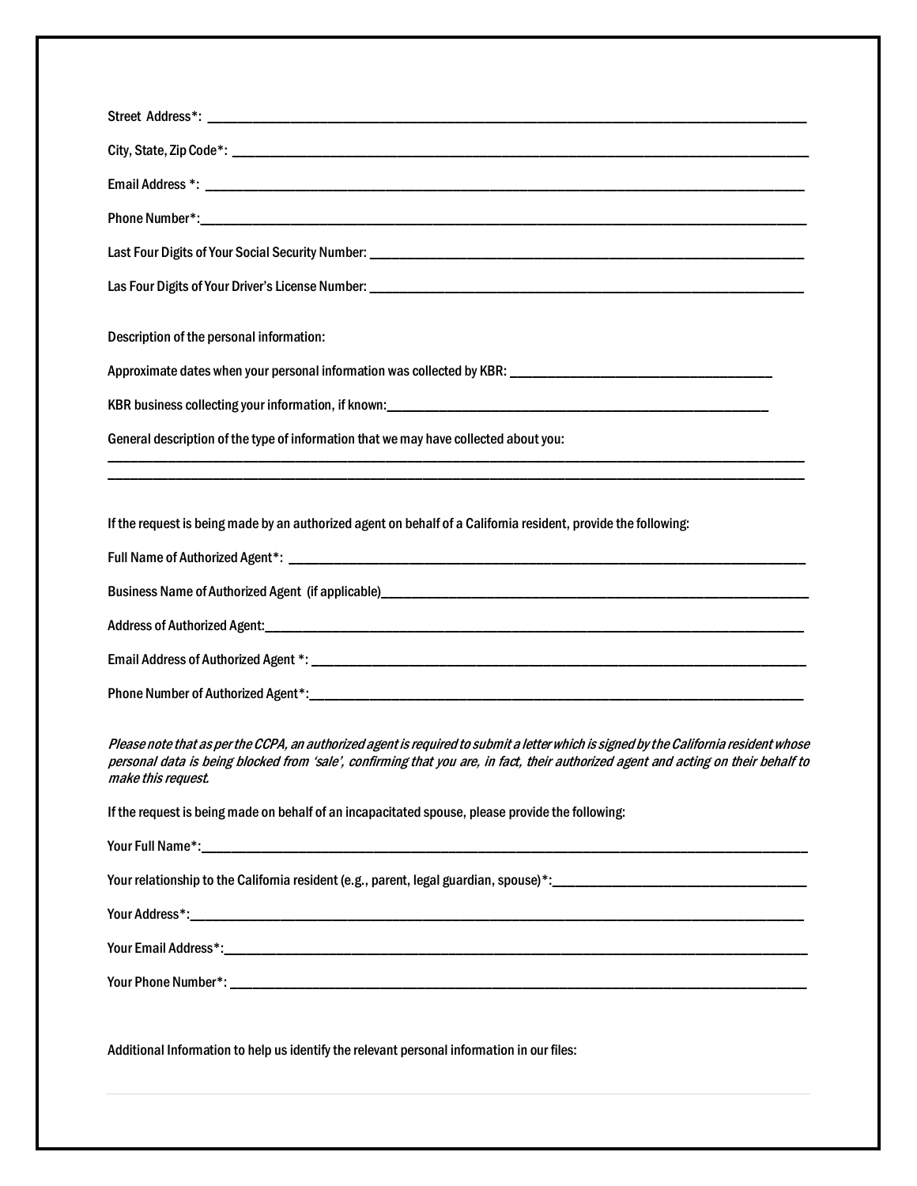Street Address*: ______________________________________________________________________

City, State, Zip Code*: ______________________________________________________________________

Email Address *: ______________________________________________________________________

Phone Number*:______________________________________________________________________

Last Four Digits of Your Social Security Number: ______________________________________________________

Las Four Digits of Your Driver's License Number: ______________________________________________________

Description of the personal information:

Approximate dates when your personal information was collected by KBR: ______________________________

KBR business collecting your information, if known:______________________________________________

General description of the type of information that we may have collected about you:

______________________________________________________________________

______________________________________________________________________

If the request is being made by an authorized agent on behalf of a California resident, provide the following:

Full Name of Authorized Agent*: ______________________________________________________________________

Business Name of Authorized Agent (if applicable)______________________________________________________

Address of Authorized Agent:______________________________________________________________________

Email Address of Authorized Agent *: ______________________________________________________________________

Phone Number of Authorized Agent*:______________________________________________________________________

*Please note that as per the CCPA, an authorized agent is required to submit a letter which is signed by the California resident whose personal data is being blocked from 'sale', confirming that you are, in fact, their authorized agent and acting on their behalf to make this request.*

If the request is being made on behalf of an incapacitated spouse, please provide the following:

Your Full Name*:______________________________________________________________________

Your relationship to the California resident (e.g., parent, legal guardian, spouse)*:______________________________

Your Address*:______________________________________________________________________

Your Email Address*:______________________________________________________________________

Your Phone Number*: ______________________________________________________________________

Additional Information to help us identify the relevant personal information in our files: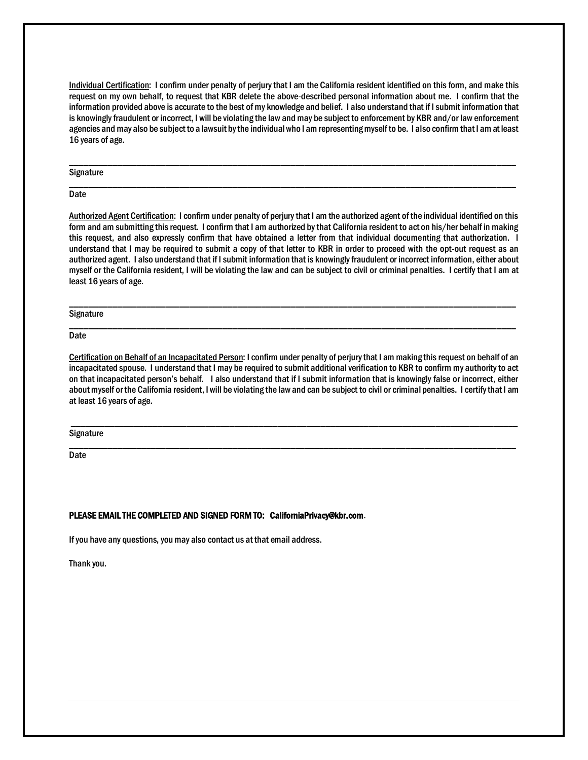Individual Certification: I confirm under penalty of perjury that I am the California resident identified on this form, and make this request on my own behalf, to request that KBR delete the above-described personal information about me. I confirm that the information provided above is accurate to the best of my knowledge and belief. I also understand that if I submit information that is knowingly fraudulent or incorrect, I will be violating the law and may be subject to enforcement by KBR and/or law enforcement agencies and may also be subject to a lawsuit by the individual who I am representing myself to be. I also confirm that I am at least 16 years of age.

\_\_\_\_\_\_\_\_\_\_\_\_\_\_\_\_\_\_\_\_\_\_\_\_\_\_\_\_\_\_\_\_\_\_\_\_\_\_\_\_\_\_\_\_\_\_\_\_
Signature

\_\_\_\_\_\_\_\_\_\_\_\_\_\_\_\_\_\_\_\_\_\_\_\_\_\_\_\_\_\_\_\_\_\_\_\_\_\_\_\_\_\_\_\_\_\_\_\_
Date

Authorized Agent Certification: I confirm under penalty of perjury that I am the authorized agent of the individual identified on this form and am submitting this request. I confirm that I am authorized by that California resident to act on his/her behalf in making this request, and also expressly confirm that have obtained a letter from that individual documenting that authorization. I understand that I may be required to submit a copy of that letter to KBR in order to proceed with the opt-out request as an authorized agent. I also understand that if I submit information that is knowingly fraudulent or incorrect information, either about myself or the California resident, I will be violating the law and can be subject to civil or criminal penalties. I certify that I am at least 16 years of age.

\_\_\_\_\_\_\_\_\_\_\_\_\_\_\_\_\_\_\_\_\_\_\_\_\_\_\_\_\_\_\_\_\_\_\_\_\_\_\_\_\_\_\_\_\_\_\_\_
Signature

\_\_\_\_\_\_\_\_\_\_\_\_\_\_\_\_\_\_\_\_\_\_\_\_\_\_\_\_\_\_\_\_\_\_\_\_\_\_\_\_\_\_\_\_\_\_\_\_
Date

Certification on Behalf of an Incapacitated Person: I confirm under penalty of perjury that I am making this request on behalf of an incapacitated spouse. I understand that I may be required to submit additional verification to KBR to confirm my authority to act on that incapacitated person's behalf. I also understand that if I submit information that is knowingly false or incorrect, either about myself or the California resident, I will be violating the law and can be subject to civil or criminal penalties. I certify that I am at least 16 years of age.

\_\_\_\_\_\_\_\_\_\_\_\_\_\_\_\_\_\_\_\_\_\_\_\_\_\_\_\_\_\_\_\_\_\_\_\_\_\_\_\_\_\_\_\_\_\_\_\_
Signature

\_\_\_\_\_\_\_\_\_\_\_\_\_\_\_\_\_\_\_\_\_\_\_\_\_\_\_\_\_\_\_\_\_\_\_\_\_\_\_\_\_\_\_\_\_\_\_\_
Date

**PLEASE EMAIL THE COMPLETED AND SIGNED FORM TO: CaliforniaPrivacy@kbr.com**.

If you have any questions, you may also contact us at that email address.

Thank you.